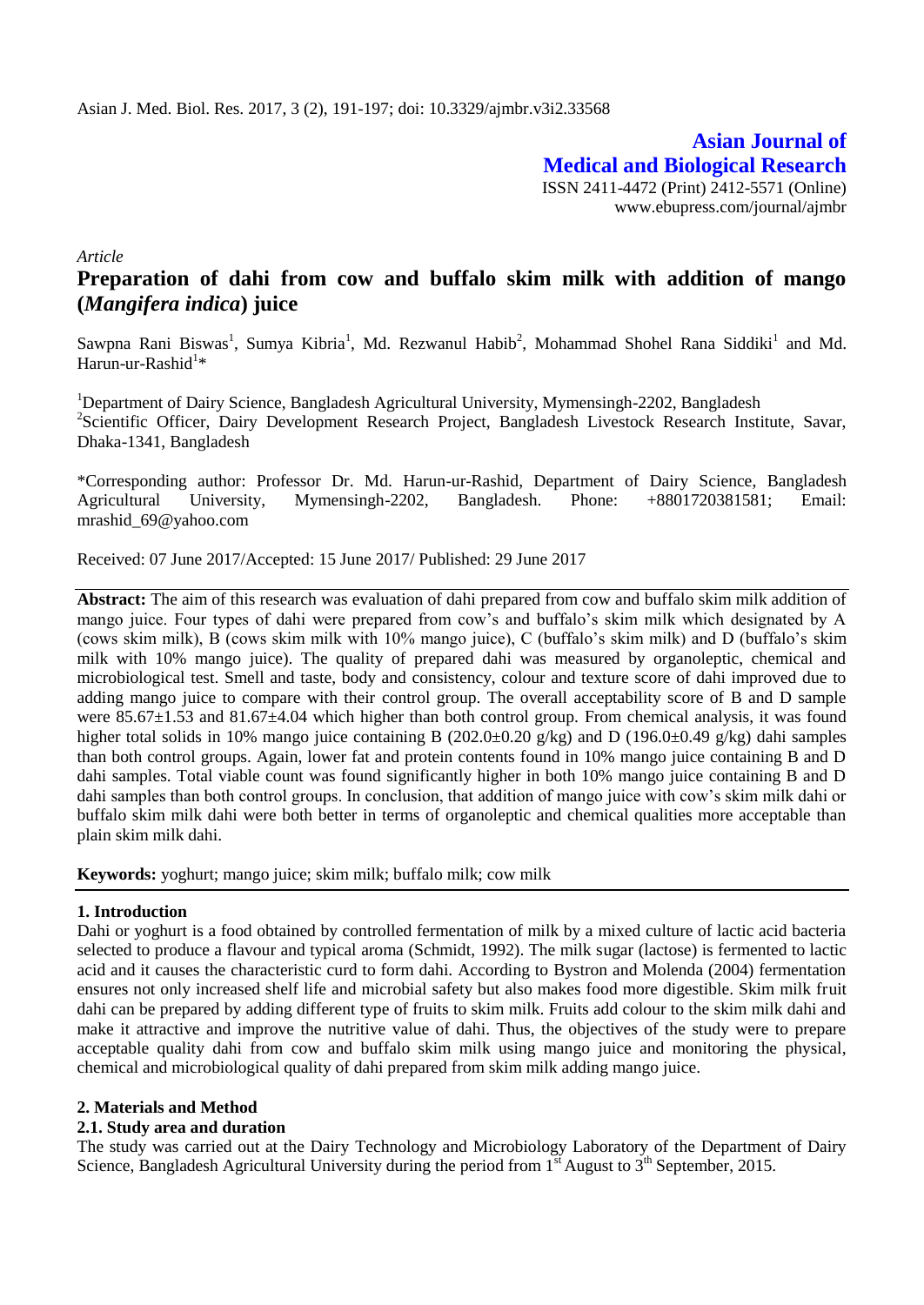Asian J. Med. Biol. Res. 2017, 3 (2), 191-197; doi: 10.3329/ajmbr.v3i2.33568

**Asian Journal of Medical and Biological Research**

ISSN 2411-4472 (Print) 2412-5571 (Online)
www.ebupress.com/journal/ajmbr

*Article*

# Preparation of dahi from cow and buffalo skim milk with addition of mango (*Mangifera indica*) juice

Sawpna Rani Biswas[1], Sumya Kibria[1], Md. Rezwanul Habib[2], Mohammad Shohel Rana Siddiki[1] and Md. Harun-ur-Rashid[1]*

[1]Department of Dairy Science, Bangladesh Agricultural University, Mymensingh-2202, Bangladesh
[2]Scientific Officer, Dairy Development Research Project, Bangladesh Livestock Research Institute, Savar, Dhaka-1341, Bangladesh

*Corresponding author: Professor Dr. Md. Harun-ur-Rashid, Department of Dairy Science, Bangladesh Agricultural University, Mymensingh-2202, Bangladesh. Phone: +8801720381581; Email: mrashid_69@yahoo.com

Received: 07 June 2017/Accepted: 15 June 2017/ Published: 29 June 2017

**Abstract:** The aim of this research was evaluation of dahi prepared from cow and buffalo skim milk addition of mango juice. Four types of dahi were prepared from cow's and buffalo's skim milk which designated by A (cows skim milk), B (cows skim milk with 10% mango juice), C (buffalo's skim milk) and D (buffalo's skim milk with 10% mango juice). The quality of prepared dahi was measured by organoleptic, chemical and microbiological test. Smell and taste, body and consistency, colour and texture score of dahi improved due to adding mango juice to compare with their control group. The overall acceptability score of B and D sample were 85.67±1.53 and 81.67±4.04 which higher than both control group. From chemical analysis, it was found higher total solids in 10% mango juice containing B (202.0±0.20 g/kg) and D (196.0±0.49 g/kg) dahi samples than both control groups. Again, lower fat and protein contents found in 10% mango juice containing B and D dahi samples. Total viable count was found significantly higher in both 10% mango juice containing B and D dahi samples than both control groups. In conclusion, that addition of mango juice with cow's skim milk dahi or buffalo skim milk dahi were both better in terms of organoleptic and chemical qualities more acceptable than plain skim milk dahi.

**Keywords:** yoghurt; mango juice; skim milk; buffalo milk; cow milk

## 1. Introduction

Dahi or yoghurt is a food obtained by controlled fermentation of milk by a mixed culture of lactic acid bacteria selected to produce a flavour and typical aroma (Schmidt, 1992). The milk sugar (lactose) is fermented to lactic acid and it causes the characteristic curd to form dahi. According to Bystron and Molenda (2004) fermentation ensures not only increased shelf life and microbial safety but also makes food more digestible. Skim milk fruit dahi can be prepared by adding different type of fruits to skim milk. Fruits add colour to the skim milk dahi and make it attractive and improve the nutritive value of dahi. Thus, the objectives of the study were to prepare acceptable quality dahi from cow and buffalo skim milk using mango juice and monitoring the physical, chemical and microbiological quality of dahi prepared from skim milk adding mango juice.

## 2. Materials and Method

### 2.1. Study area and duration

The study was carried out at the Dairy Technology and Microbiology Laboratory of the Department of Dairy Science, Bangladesh Agricultural University during the period from 1st August to 3rd September, 2015.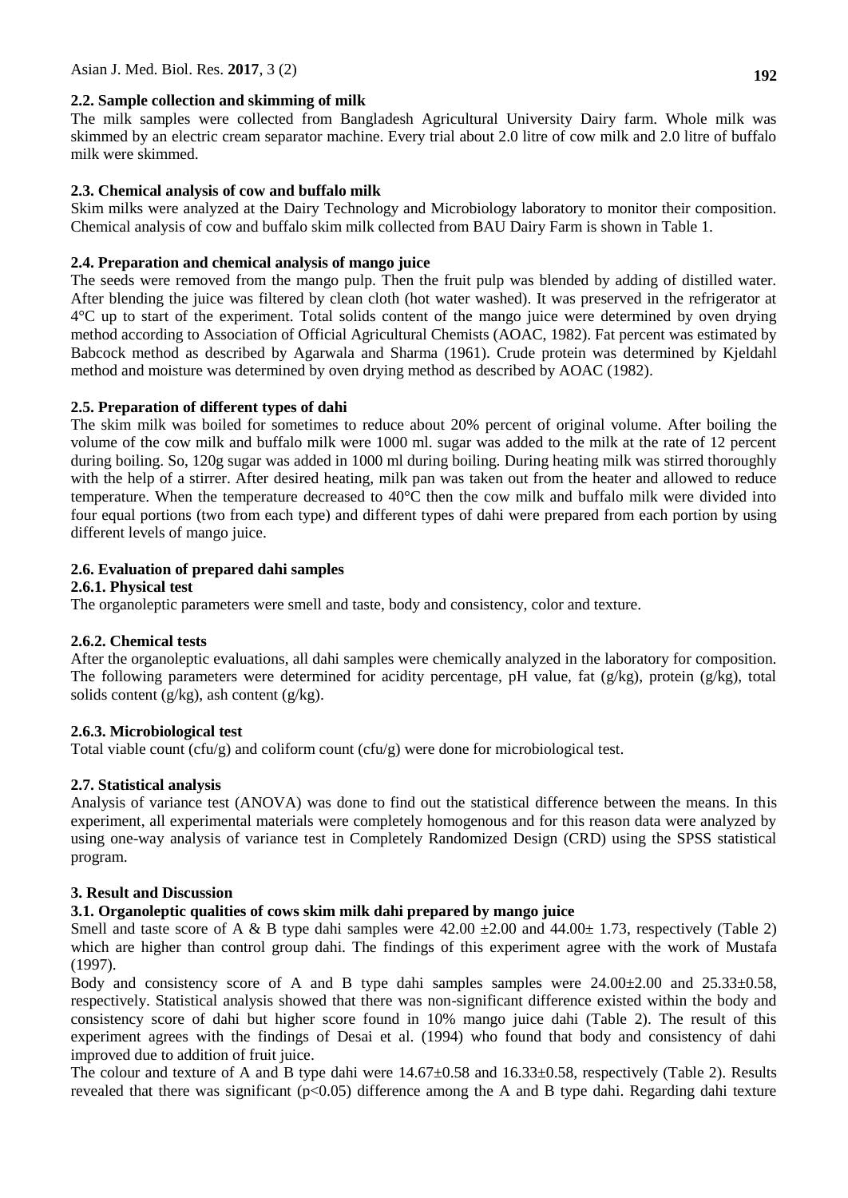### 2.2. Sample collection and skimming of milk

The milk samples were collected from Bangladesh Agricultural University Dairy farm. Whole milk was skimmed by an electric cream separator machine. Every trial about 2.0 litre of cow milk and 2.0 litre of buffalo milk were skimmed.

### 2.3. Chemical analysis of cow and buffalo milk

Skim milks were analyzed at the Dairy Technology and Microbiology laboratory to monitor their composition. Chemical analysis of cow and buffalo skim milk collected from BAU Dairy Farm is shown in Table 1.

### 2.4. Preparation and chemical analysis of mango juice

The seeds were removed from the mango pulp. Then the fruit pulp was blended by adding of distilled water. After blending the juice was filtered by clean cloth (hot water washed). It was preserved in the refrigerator at 4°C up to start of the experiment. Total solids content of the mango juice were determined by oven drying method according to Association of Official Agricultural Chemists (AOAC, 1982). Fat percent was estimated by Babcock method as described by Agarwala and Sharma (1961). Crude protein was determined by Kjeldahl method and moisture was determined by oven drying method as described by AOAC (1982).

### 2.5. Preparation of different types of dahi

The skim milk was boiled for sometimes to reduce about 20% percent of original volume. After boiling the volume of the cow milk and buffalo milk were 1000 ml. sugar was added to the milk at the rate of 12 percent during boiling. So, 120g sugar was added in 1000 ml during boiling. During heating milk was stirred thoroughly with the help of a stirrer. After desired heating, milk pan was taken out from the heater and allowed to reduce temperature. When the temperature decreased to 40°C then the cow milk and buffalo milk were divided into four equal portions (two from each type) and different types of dahi were prepared from each portion by using different levels of mango juice.

### 2.6. Evaluation of prepared dahi samples

#### 2.6.1. Physical test

The organoleptic parameters were smell and taste, body and consistency, color and texture.

#### 2.6.2. Chemical tests

After the organoleptic evaluations, all dahi samples were chemically analyzed in the laboratory for composition. The following parameters were determined for acidity percentage, pH value, fat (g/kg), protein (g/kg), total solids content (g/kg), ash content (g/kg).

#### 2.6.3. Microbiological test

Total viable count (cfu/g) and coliform count (cfu/g) were done for microbiological test.

### 2.7. Statistical analysis

Analysis of variance test (ANOVA) was done to find out the statistical difference between the means. In this experiment, all experimental materials were completely homogenous and for this reason data were analyzed by using one-way analysis of variance test in Completely Randomized Design (CRD) using the SPSS statistical program.

## 3. Result and Discussion

### 3.1. Organoleptic qualities of cows skim milk dahi prepared by mango juice

Smell and taste score of A & B type dahi samples were $42.00 \pm 2.00$ and $44.00 \pm 1.73$, respectively (Table 2) which are higher than control group dahi. The findings of this experiment agree with the work of Mustafa (1997).

Body and consistency score of A and B type dahi samples samples were $24.00 \pm 2.00$ and $25.33 \pm 0.58$, respectively. Statistical analysis showed that there was non-significant difference existed within the body and consistency score of dahi but higher score found in 10% mango juice dahi (Table 2). The result of this experiment agrees with the findings of Desai et al. (1994) who found that body and consistency of dahi improved due to addition of fruit juice.

The colour and texture of A and B type dahi were $14.67 \pm 0.58$ and $16.33 \pm 0.58$, respectively (Table 2). Results revealed that there was significant ($p<0.05$) difference among the A and B type dahi. Regarding dahi texture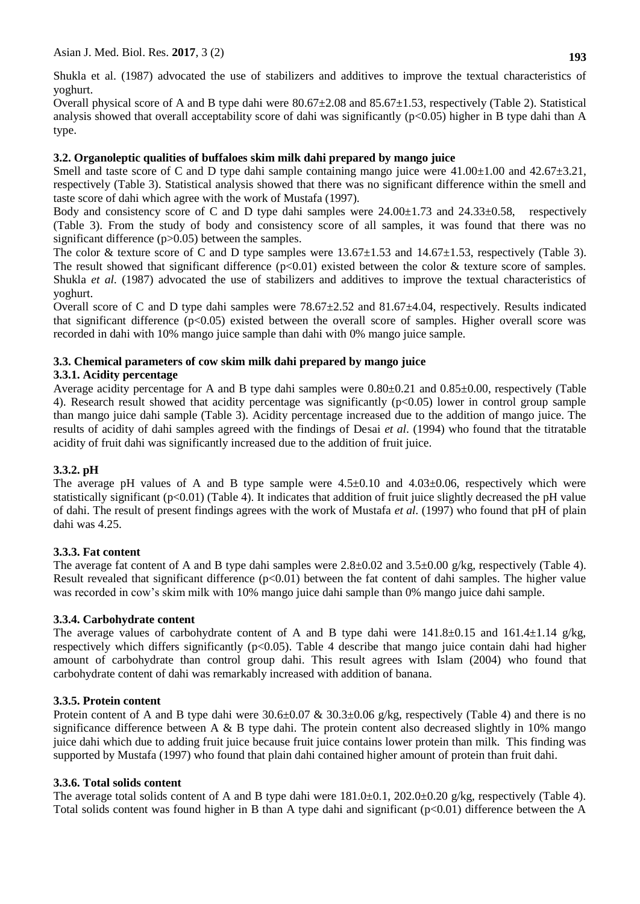Shukla et al. (1987) advocated the use of stabilizers and additives to improve the textual characteristics of yoghurt.

Overall physical score of A and B type dahi were 80.67±2.08 and 85.67±1.53, respectively (Table 2). Statistical analysis showed that overall acceptability score of dahi was significantly ($p<0.05$) higher in B type dahi than A type.

### 3.2. Organoleptic qualities of buffaloes skim milk dahi prepared by mango juice

Smell and taste score of C and D type dahi sample containing mango juice were 41.00±1.00 and 42.67±3.21, respectively (Table 3). Statistical analysis showed that there was no significant difference within the smell and taste score of dahi which agree with the work of Mustafa (1997).

Body and consistency score of C and D type dahi samples were 24.00±1.73 and 24.33±0.58, respectively (Table 3). From the study of body and consistency score of all samples, it was found that there was no significant difference ($p>0.05$) between the samples.

The color & texture score of C and D type samples were 13.67±1.53 and 14.67±1.53, respectively (Table 3). The result showed that significant difference ($p<0.01$) existed between the color & texture score of samples. Shukla *et al*. (1987) advocated the use of stabilizers and additives to improve the textual characteristics of yoghurt.

Overall score of C and D type dahi samples were 78.67±2.52 and 81.67±4.04, respectively. Results indicated that significant difference ($p<0.05$) existed between the overall score of samples. Higher overall score was recorded in dahi with 10% mango juice sample than dahi with 0% mango juice sample.

### 3.3. Chemical parameters of cow skim milk dahi prepared by mango juice

#### 3.3.1. Acidity percentage

Average acidity percentage for A and B type dahi samples were 0.80±0.21 and 0.85±0.00, respectively (Table 4). Research result showed that acidity percentage was significantly ($p<0.05$) lower in control group sample than mango juice dahi sample (Table 3). Acidity percentage increased due to the addition of mango juice. The results of acidity of dahi samples agreed with the findings of Desai *et al*. (1994) who found that the titratable acidity of fruit dahi was significantly increased due to the addition of fruit juice.

#### 3.3.2. pH

The average pH values of A and B type sample were 4.5±0.10 and 4.03±0.06, respectively which were statistically significant ($p<0.01$) (Table 4). It indicates that addition of fruit juice slightly decreased the pH value of dahi. The result of present findings agrees with the work of Mustafa *et al*. (1997) who found that pH of plain dahi was 4.25.

#### 3.3.3. Fat content

The average fat content of A and B type dahi samples were 2.8±0.02 and 3.5±0.00 g/kg, respectively (Table 4). Result revealed that significant difference ($p<0.01$) between the fat content of dahi samples. The higher value was recorded in cow's skim milk with 10% mango juice dahi sample than 0% mango juice dahi sample.

#### 3.3.4. Carbohydrate content

The average values of carbohydrate content of A and B type dahi were 141.8±0.15 and 161.4±1.14 g/kg, respectively which differs significantly ($p<0.05$). Table 4 describe that mango juice contain dahi had higher amount of carbohydrate than control group dahi. This result agrees with Islam (2004) who found that carbohydrate content of dahi was remarkably increased with addition of banana.

#### 3.3.5. Protein content

Protein content of A and B type dahi were 30.6±0.07 & 30.3±0.06 g/kg, respectively (Table 4) and there is no significance difference between A & B type dahi. The protein content also decreased slightly in 10% mango juice dahi which due to adding fruit juice because fruit juice contains lower protein than milk. This finding was supported by Mustafa (1997) who found that plain dahi contained higher amount of protein than fruit dahi.

#### 3.3.6. Total solids content

The average total solids content of A and B type dahi were 181.0±0.1, 202.0±0.20 g/kg, respectively (Table 4). Total solids content was found higher in B than A type dahi and significant ($p<0.01$) difference between the A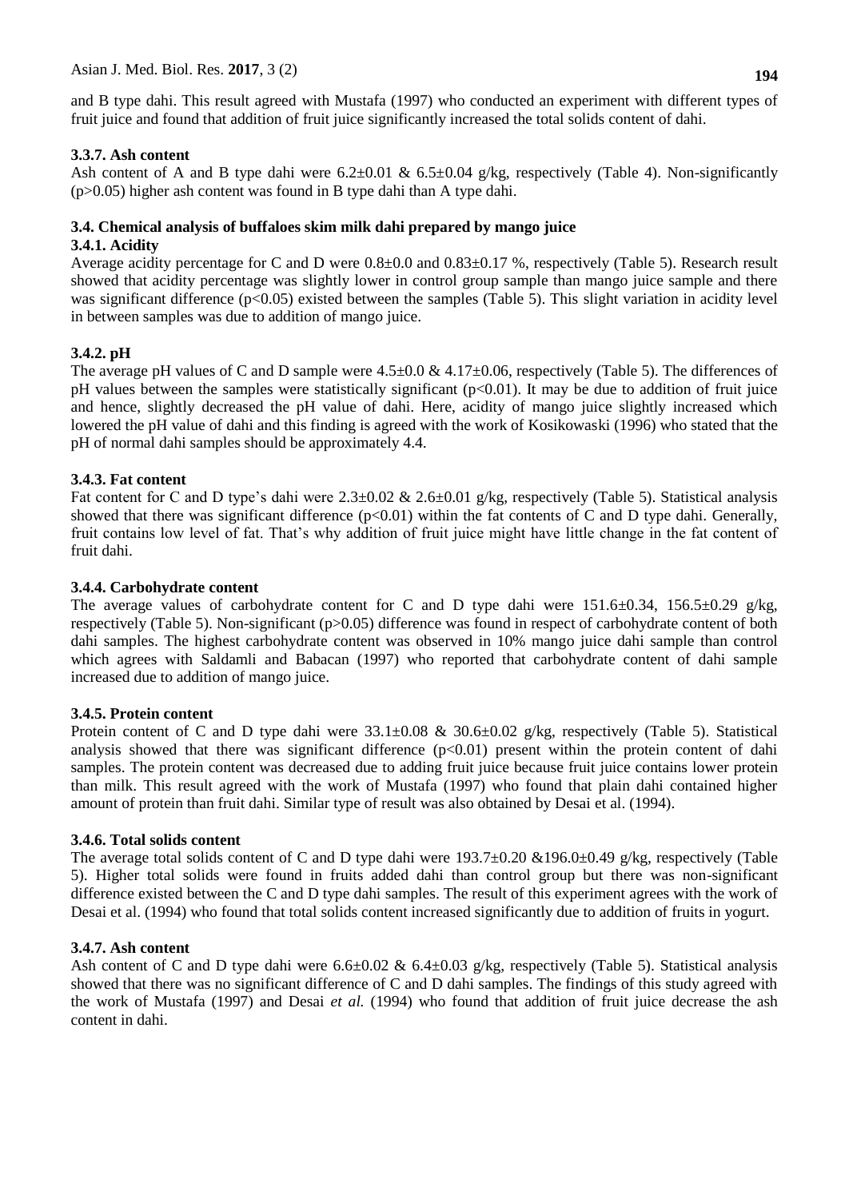and B type dahi. This result agreed with Mustafa (1997) who conducted an experiment with different types of fruit juice and found that addition of fruit juice significantly increased the total solids content of dahi.

### 3.3.7. Ash content

Ash content of A and B type dahi were 6.2±0.01 & 6.5±0.04 g/kg, respectively (Table 4). Non-significantly ($p>0.05$) higher ash content was found in B type dahi than A type dahi.

## 3.4. Chemical analysis of buffaloes skim milk dahi prepared by mango juice

### 3.4.1. Acidity

Average acidity percentage for C and D were 0.8±0.0 and 0.83±0.17 %, respectively (Table 5). Research result showed that acidity percentage was slightly lower in control group sample than mango juice sample and there was significant difference ($p<0.05$) existed between the samples (Table 5). This slight variation in acidity level in between samples was due to addition of mango juice.

### 3.4.2. pH

The average pH values of C and D sample were 4.5±0.0 & 4.17±0.06, respectively (Table 5). The differences of pH values between the samples were statistically significant ($p<0.01$). It may be due to addition of fruit juice and hence, slightly decreased the pH value of dahi. Here, acidity of mango juice slightly increased which lowered the pH value of dahi and this finding is agreed with the work of Kosikowaski (1996) who stated that the pH of normal dahi samples should be approximately 4.4.

### 3.4.3. Fat content

Fat content for C and D type's dahi were 2.3±0.02 & 2.6±0.01 g/kg, respectively (Table 5). Statistical analysis showed that there was significant difference ($p<0.01$) within the fat contents of C and D type dahi. Generally, fruit contains low level of fat. That's why addition of fruit juice might have little change in the fat content of fruit dahi.

### 3.4.4. Carbohydrate content

The average values of carbohydrate content for C and D type dahi were 151.6±0.34, 156.5±0.29 g/kg, respectively (Table 5). Non-significant ($p>0.05$) difference was found in respect of carbohydrate content of both dahi samples. The highest carbohydrate content was observed in 10% mango juice dahi sample than control which agrees with Saldamli and Babacan (1997) who reported that carbohydrate content of dahi sample increased due to addition of mango juice.

### 3.4.5. Protein content

Protein content of C and D type dahi were 33.1±0.08 & 30.6±0.02 g/kg, respectively (Table 5). Statistical analysis showed that there was significant difference ($p<0.01$) present within the protein content of dahi samples. The protein content was decreased due to adding fruit juice because fruit juice contains lower protein than milk. This result agreed with the work of Mustafa (1997) who found that plain dahi contained higher amount of protein than fruit dahi. Similar type of result was also obtained by Desai et al. (1994).

### 3.4.6. Total solids content

The average total solids content of C and D type dahi were 193.7±0.20 &196.0±0.49 g/kg, respectively (Table 5). Higher total solids were found in fruits added dahi than control group but there was non-significant difference existed between the C and D type dahi samples. The result of this experiment agrees with the work of Desai et al. (1994) who found that total solids content increased significantly due to addition of fruits in yogurt.

### 3.4.7. Ash content

Ash content of C and D type dahi were 6.6±0.02 & 6.4±0.03 g/kg, respectively (Table 5). Statistical analysis showed that there was no significant difference of C and D dahi samples. The findings of this study agreed with the work of Mustafa (1997) and Desai *et al.* (1994) who found that addition of fruit juice decrease the ash content in dahi.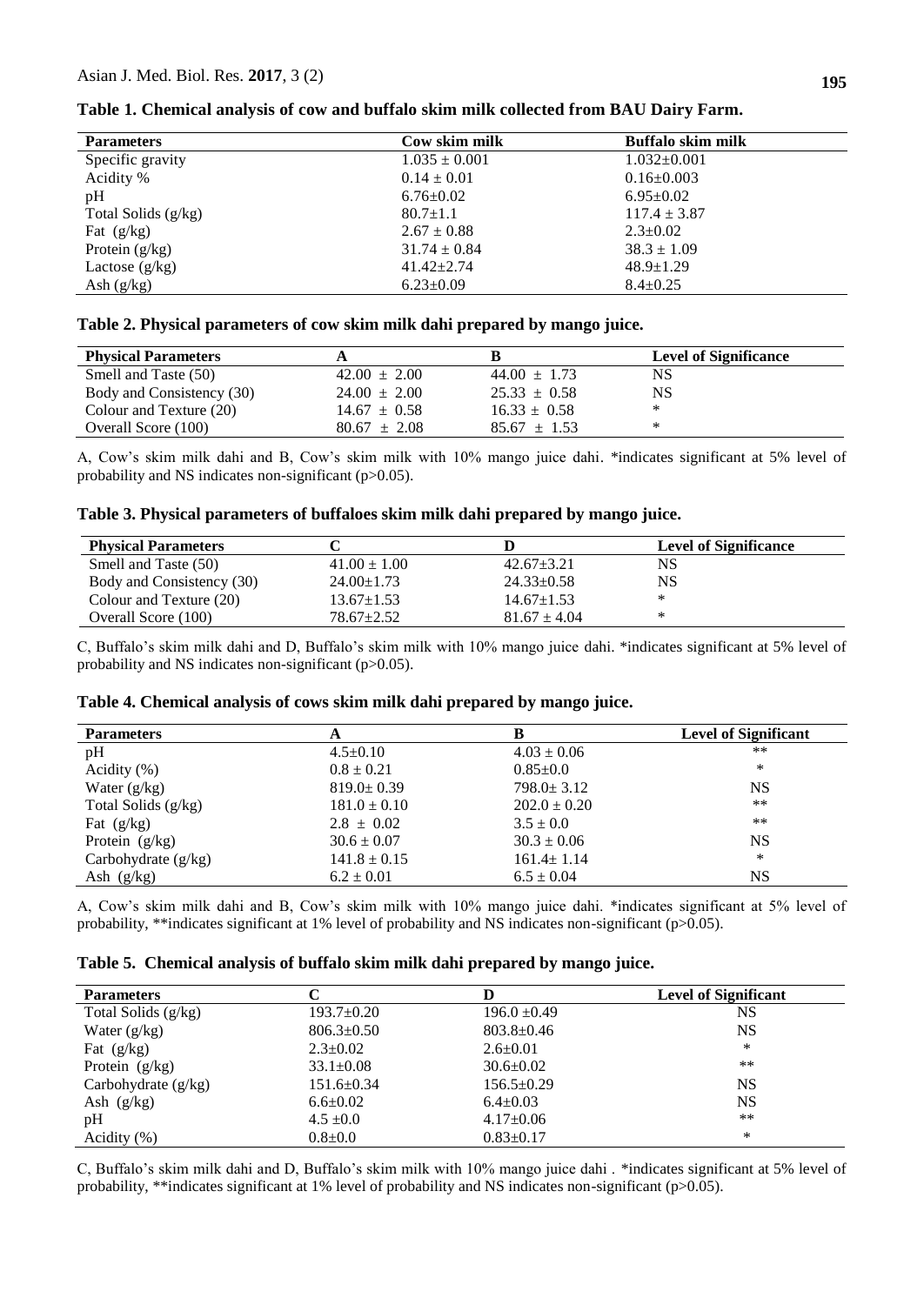**Table 1. Chemical analysis of cow and buffalo skim milk collected from BAU Dairy Farm.**

| Parameters | Cow skim milk | Buffalo skim milk |
|---|---|---|
| Specific gravity | 1.035 ± 0.001 | 1.032±0.001 |
| Acidity % | 0.14 ± 0.01 | 0.16±0.003 |
| pH | 6.76±0.02 | 6.95±0.02 |
| Total Solids (g/kg) | 80.7±1.1 | 117.4 ± 3.87 |
| Fat (g/kg) | 2.67 ± 0.88 | 2.3±0.02 |
| Protein (g/kg) | 31.74 ± 0.84 | 38.3 ± 1.09 |
| Lactose (g/kg) | 41.42±2.74 | 48.9±1.29 |
| Ash (g/kg) | 6.23±0.09 | 8.4±0.25 |

**Table 2. Physical parameters of cow skim milk dahi prepared by mango juice.**

| Physical Parameters | A | B | Level of Significance |
|---|---|---|---|
| Smell and Taste (50) | 42.00 ± 2.00 | 44.00 ± 1.73 | NS |
| Body and Consistency (30) | 24.00 ± 2.00 | 25.33 ± 0.58 | NS |
| Colour and Texture (20) | 14.67 ± 0.58 | 16.33 ± 0.58 | * |
| Overall Score (100) | 80.67 ± 2.08 | 85.67 ± 1.53 | * |

A, Cow's skim milk dahi and B, Cow's skim milk with 10% mango juice dahi. *indicates significant at 5% level of probability and NS indicates non-significant (p>0.05).

**Table 3. Physical parameters of buffaloes skim milk dahi prepared by mango juice.**

| Physical Parameters | C | D | Level of Significance |
|---|---|---|---|
| Smell and Taste (50) | 41.00 ± 1.00 | 42.67±3.21 | NS |
| Body and Consistency (30) | 24.00±1.73 | 24.33±0.58 | NS |
| Colour and Texture (20) | 13.67±1.53 | 14.67±1.53 | * |
| Overall Score (100) | 78.67±2.52 | 81.67 ± 4.04 | * |

C, Buffalo's skim milk dahi and D, Buffalo's skim milk with 10% mango juice dahi. *indicates significant at 5% level of probability and NS indicates non-significant (p>0.05).

**Table 4. Chemical analysis of cows skim milk dahi prepared by mango juice.**

| Parameters | A | B | Level of Significant |
|---|---|---|---|
| pH | 4.5±0.10 | 4.03 ± 0.06 | ** |
| Acidity (%) | 0.8 ± 0.21 | 0.85±0.0 | * |
| Water (g/kg) | 819.0± 0.39 | 798.0± 3.12 | NS |
| Total Solids (g/kg) | 181.0 ± 0.10 | 202.0 ± 0.20 | ** |
| Fat (g/kg) | 2.8 ± 0.02 | 3.5 ± 0.0 | ** |
| Protein (g/kg) | 30.6 ± 0.07 | 30.3 ± 0.06 | NS |
| Carbohydrate (g/kg) | 141.8 ± 0.15 | 161.4± 1.14 | * |
| Ash (g/kg) | 6.2 ± 0.01 | 6.5 ± 0.04 | NS |

A, Cow's skim milk dahi and B, Cow's skim milk with 10% mango juice dahi. *indicates significant at 5% level of probability, **indicates significant at 1% level of probability and NS indicates non-significant (p>0.05).

**Table 5. Chemical analysis of buffalo skim milk dahi prepared by mango juice.**

| Parameters | C | D | Level of Significant |
|---|---|---|---|
| Total Solids (g/kg) | 193.7±0.20 | 196.0 ±0.49 | NS |
| Water (g/kg) | 806.3±0.50 | 803.8±0.46 | NS |
| Fat (g/kg) | 2.3±0.02 | 2.6±0.01 | * |
| Protein (g/kg) | 33.1±0.08 | 30.6±0.02 | ** |
| Carbohydrate (g/kg) | 151.6±0.34 | 156.5±0.29 | NS |
| Ash (g/kg) | 6.6±0.02 | 6.4±0.03 | NS |
| pH | 4.5 ±0.0 | 4.17±0.06 | ** |
| Acidity (%) | 0.8±0.0 | 0.83±0.17 | * |

C, Buffalo's skim milk dahi and D, Buffalo's skim milk with 10% mango juice dahi . *indicates significant at 5% level of probability, **indicates significant at 1% level of probability and NS indicates non-significant (p>0.05).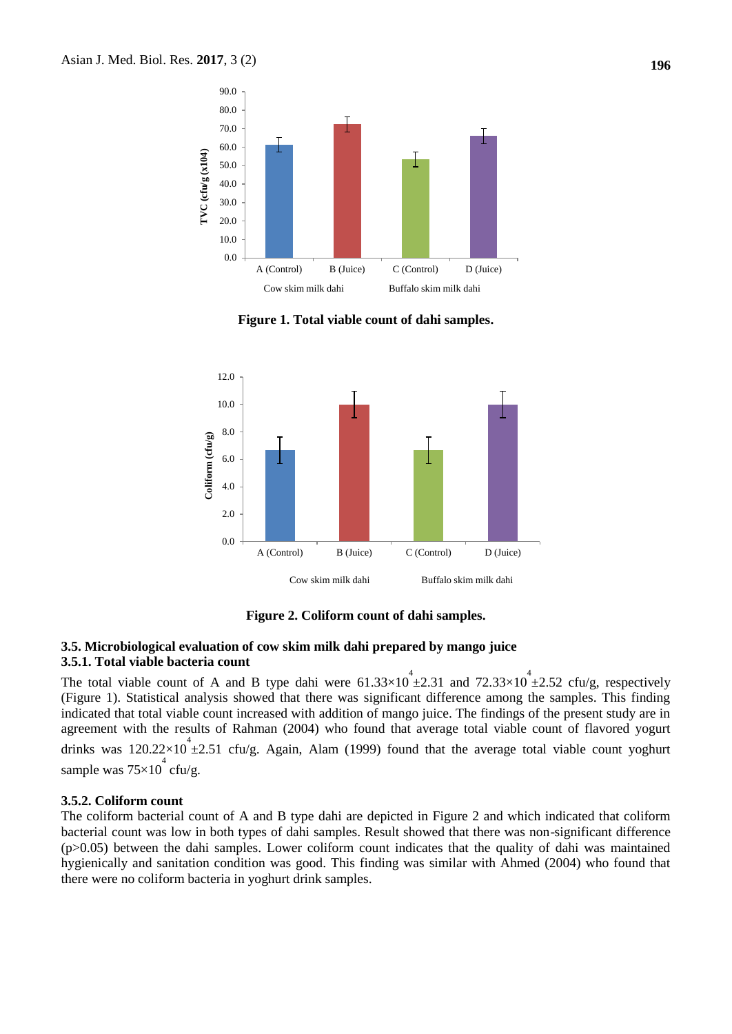**Figure 1. Total viable count of dahi samples.**

**Figure 2. Coliform count of dahi samples.**

### 3.5. Microbiological evaluation of cow skim milk dahi prepared by mango juice

#### 3.5.1. Total viable bacteria count

The total viable count of A and B type dahi were $61.33\times10^{4}\pm2.31$ and $72.33\times10^{4}\pm2.52$ cfu/g, respectively (Figure 1). Statistical analysis showed that there was significant difference among the samples. This finding indicated that total viable count increased with addition of mango juice. The findings of the present study are in agreement with the results of Rahman (2004) who found that average total viable count of flavored yogurt drinks was $120.22\times10^{4}\pm2.51$ cfu/g. Again, Alam (1999) found that the average total viable count yoghurt sample was $75\times10^{4}$ cfu/g.

#### 3.5.2. Coliform count

The coliform bacterial count of A and B type dahi are depicted in Figure 2 and which indicated that coliform bacterial count was low in both types of dahi samples. Result showed that there was non-significant difference ($p>0.05$) between the dahi samples. Lower coliform count indicates that the quality of dahi was maintained hygienically and sanitation condition was good. This finding was similar with Ahmed (2004) who found that there were no coliform bacteria in yoghurt drink samples.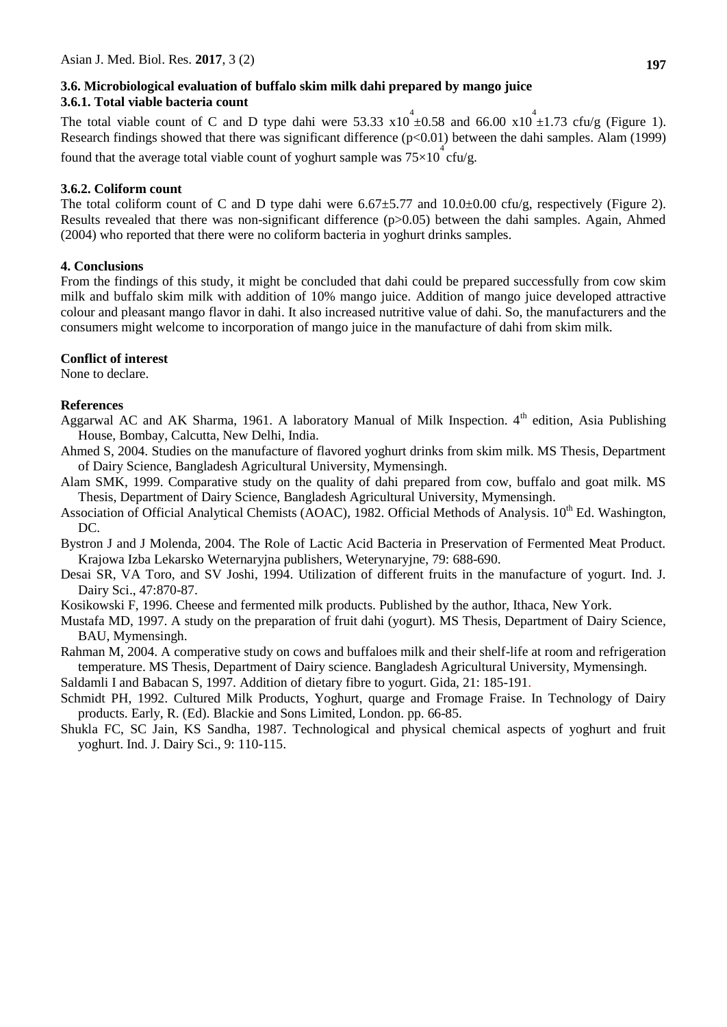### 3.6. Microbiological evaluation of buffalo skim milk dahi prepared by mango juice

#### 3.6.1. Total viable bacteria count

The total viable count of C and D type dahi were 53.33 $x10^4 \pm 0.58$ and 66.00 $x10^4 \pm 1.73$ cfu/g (Figure 1). Research findings showed that there was significant difference ($p<0.01$) between the dahi samples. Alam (1999) found that the average total viable count of yoghurt sample was $75 \times 10^4$ cfu/g.

#### 3.6.2. Coliform count

The total coliform count of C and D type dahi were $6.67 \pm 5.77$ and $10.0 \pm 0.00$ cfu/g, respectively (Figure 2). Results revealed that there was non-significant difference ($p>0.05$) between the dahi samples. Again, Ahmed (2004) who reported that there were no coliform bacteria in yoghurt drinks samples.

## 4. Conclusions

From the findings of this study, it might be concluded that dahi could be prepared successfully from cow skim milk and buffalo skim milk with addition of 10% mango juice. Addition of mango juice developed attractive colour and pleasant mango flavor in dahi. It also increased nutritive value of dahi. So, the manufacturers and the consumers might welcome to incorporation of mango juice in the manufacture of dahi from skim milk.

## Conflict of interest

None to declare.

## References

Aggarwal AC and AK Sharma, 1961. A laboratory Manual of Milk Inspection. 4th edition, Asia Publishing House, Bombay, Calcutta, New Delhi, India.

Ahmed S, 2004. Studies on the manufacture of flavored yoghurt drinks from skim milk. MS Thesis, Department of Dairy Science, Bangladesh Agricultural University, Mymensingh.

Alam SMK, 1999. Comparative study on the quality of dahi prepared from cow, buffalo and goat milk. MS Thesis, Department of Dairy Science, Bangladesh Agricultural University, Mymensingh.

Association of Official Analytical Chemists (AOAC), 1982. Official Methods of Analysis. 10th Ed. Washington, DC.

Bystron J and J Molenda, 2004. The Role of Lactic Acid Bacteria in Preservation of Fermented Meat Product. Krajowa Izba Lekarsko Weternaryjna publishers, Weterynaryjne, 79: 688-690.

Desai SR, VA Toro, and SV Joshi, 1994. Utilization of different fruits in the manufacture of yogurt. Ind. J. Dairy Sci., 47:870-87.

Kosikowski F, 1996. Cheese and fermented milk products. Published by the author, Ithaca, New York.

Mustafa MD, 1997. A study on the preparation of fruit dahi (yogurt). MS Thesis, Department of Dairy Science, BAU, Mymensingh.

Rahman M, 2004. A comperative study on cows and buffaloes milk and their shelf-life at room and refrigeration temperature. MS Thesis, Department of Dairy science. Bangladesh Agricultural University, Mymensingh.

Saldamli I and Babacan S, 1997. Addition of dietary fibre to yogurt. Gida, 21: 185-191.

Schmidt PH, 1992. Cultured Milk Products, Yoghurt, quarge and Fromage Fraise. In Technology of Dairy products. Early, R. (Ed). Blackie and Sons Limited, London. pp. 66-85.

Shukla FC, SC Jain, KS Sandha, 1987. Technological and physical chemical aspects of yoghurt and fruit yoghurt. Ind. J. Dairy Sci., 9: 110-115.